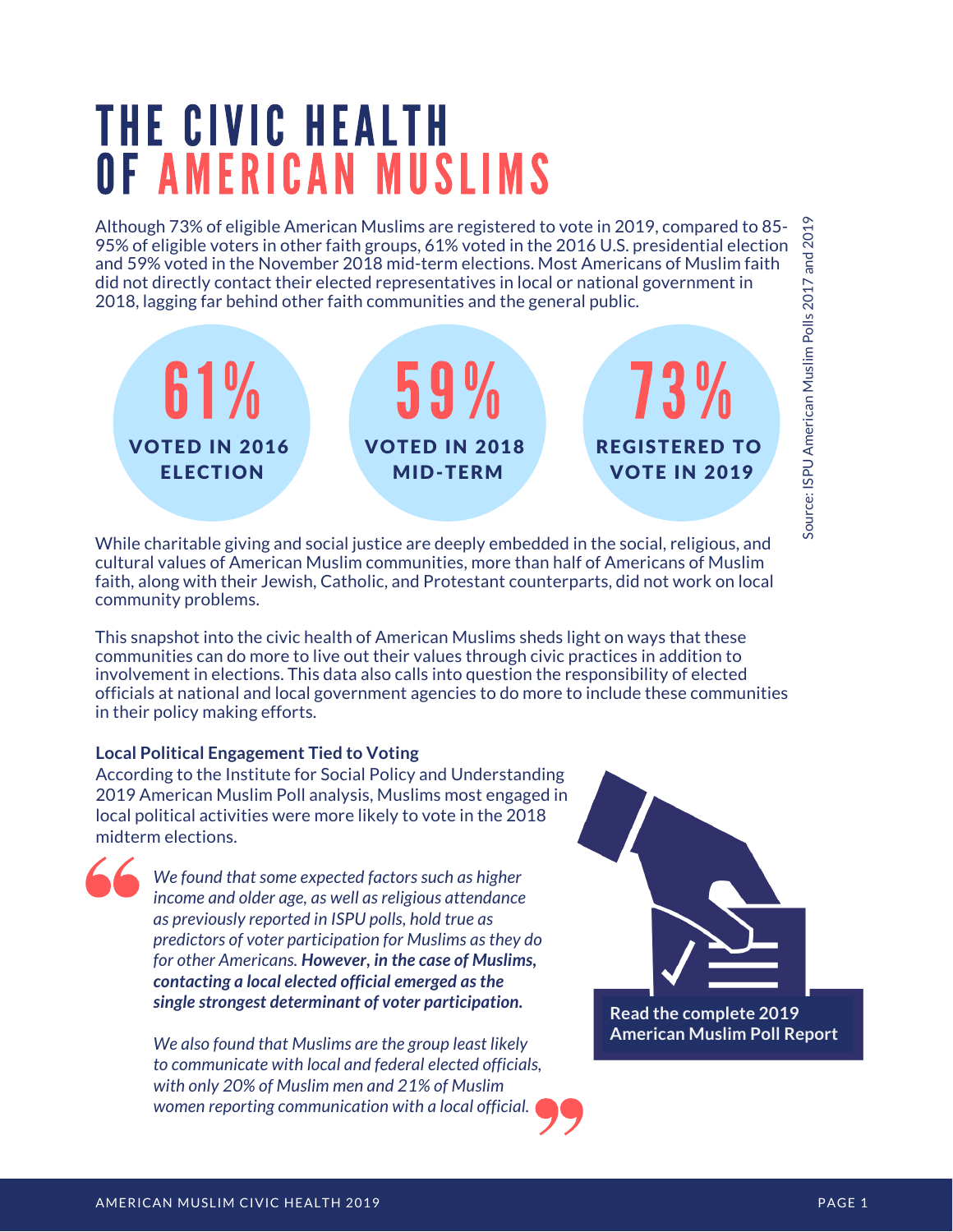# THE CIVIC HEALTH OF AMERICAN MUSLIMS

Although 73% of eligible American Muslims are registered to vote in 2019, compared to 85-95% of eligible voters in other faith groups, 61% voted in the 2016 U.S. presidential election and 59% voted in the November 2018 mid-term elections. Most Americans of Muslim faith did not directly contact their elected representatives in local or national government in 2018, lagging far behind other faith communities and the general public.

Source: ISPU American Muslim Polls 2017 and 2019

**61%** VOTED IN 2016 ELECTION

**59%** VOTED IN 2018 MID-TERM

**73%** REGISTERED TO VOTE IN 2019

While charitable giving and social justice are deeply embedded in the social, religious, and cultural values of American Muslim communities, more than half of Americans of Muslim faith, along with their Jewish, Catholic, and Protestant counterparts, did not work on local community problems.

This snapshot into the civic health of American Muslims sheds light on ways that these communities can do more to live out their values through civic practices in addition to involvement in elections. This data also calls into question the responsibility of elected officials at national and local government agencies to do more to include these communities in their policy making efforts.

**Local Political Engagement Tied to Voting**

According to the Institute for Social Policy and Understanding 2019 American Muslim Poll analysis, Muslims most engaged in local political activities were more likely to vote in the 2018 midterm elections.

> *We found that some expected factors such as higher income and older age, as well as religious attendance as previously reported in ISPU polls, hold true as predictors of voter participation for Muslims as they do for other Americans.* ***However, in the case of Muslims, contacting a local elected official emerged as the single strongest determinant of voter participation.***
>
> *We also found that Muslims are the group least likely to communicate with local and federal elected officials, with only 20% of Muslim men and 21% of Muslim women reporting communication with a local official.*

**Read the complete 2019 American Muslim Poll Report**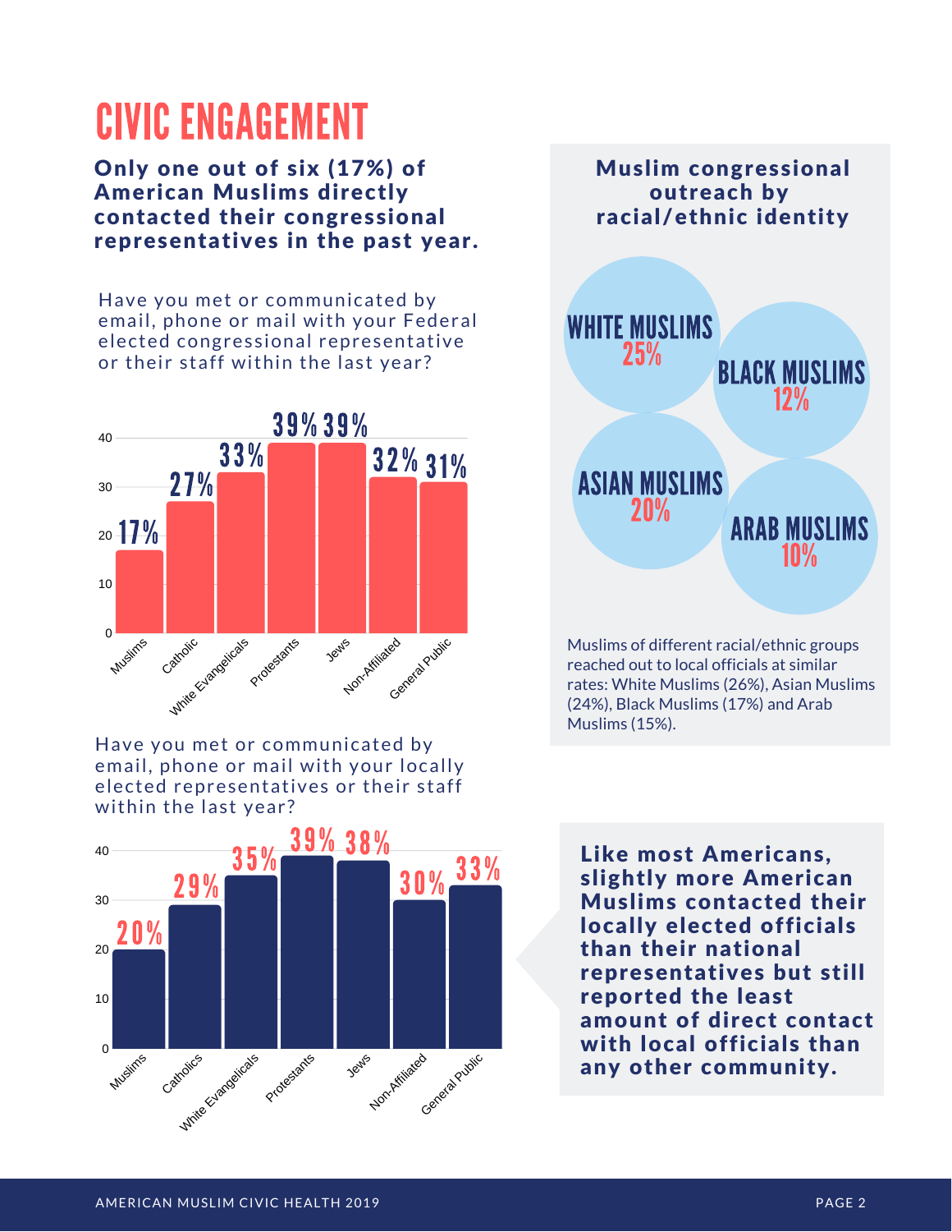# CIVIC ENGAGEMENT

**Only one out of six (17%) of American Muslims directly contacted their congressional representatives in the past year.**

Have you met or communicated by email, phone or mail with your Federal elected congressional representative or their staff within the last year?

| Group | % |
|---|---|
| Muslims | 17% |
| Catholic | 27% |
| White Evangelicals | 33% |
| Protestants | 39% |
| Jews | 39% |
| Non-Affiliated | 32% |
| General Public | 31% |

Have you met or communicated by email, phone or mail with your locally elected representatives or their staff within the last year?

| Group | % |
|---|---|
| Muslims | 20% |
| Catholics | 29% |
| White Evangelicals | 35% |
| Protestants | 39% |
| Jews | 38% |
| Non-Affiliated | 30% |
| General Public | 33% |

**Muslim congressional outreach by racial/ethnic identity**

- WHITE MUSLIMS 25%
- BLACK MUSLIMS 12%
- ASIAN MUSLIMS 20%
- ARAB MUSLIMS 10%

Muslims of different racial/ethnic groups reached out to local officials at similar rates: White Muslims (26%), Asian Muslims (24%), Black Muslims (17%) and Arab Muslims (15%).

**Like most Americans, slightly more American Muslims contacted their locally elected officials than their national representatives but still reported the least amount of direct contact with local officials than any other community.**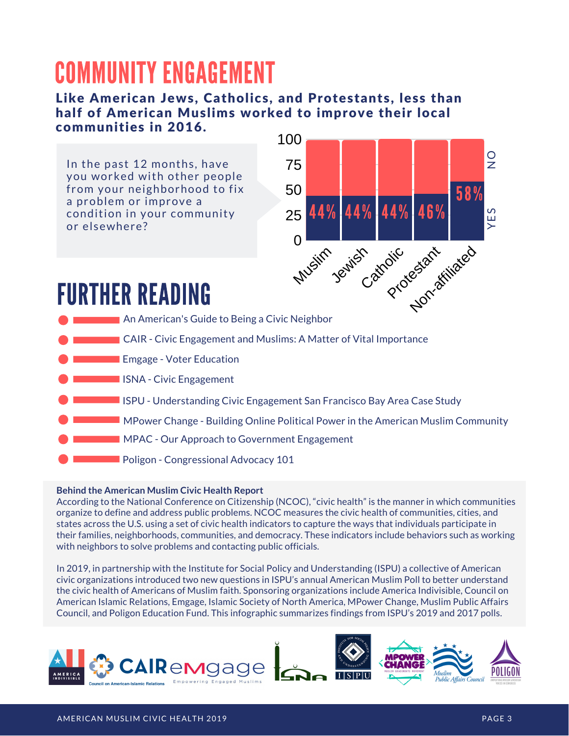# COMMUNITY ENGAGEMENT

**Like American Jews, Catholics, and Protestants, less than half of American Muslims worked to improve their local communities in 2016.**

In the past 12 months, have you worked with other people from your neighborhood to fix a problem or improve a condition in your community or elsewhere?

100
75
50
25
0

44% 44% 44% 46% 58%

Muslim
Jewish
Catholic
Protestant
Non-affiliated

NO
YES

# FURTHER READING

- An American's Guide to Being a Civic Neighbor
- CAIR - Civic Engagement and Muslims: A Matter of Vital Importance
- Emgage - Voter Education
- ISNA - Civic Engagement
- ISPU - Understanding Civic Engagement San Francisco Bay Area Case Study
- MPower Change - Building Online Political Power in the American Muslim Community
- MPAC - Our Approach to Government Engagement
- Poligon - Congressional Advocacy 101

**Behind the American Muslim Civic Health Report**

According to the National Conference on Citizenship (NCOC), "civic health" is the manner in which communities organize to define and address public problems. NCOC measures the civic health of communities, cities, and states across the U.S. using a set of civic health indicators to capture the ways that individuals participate in their families, neighborhoods, communities, and democracy. These indicators include behaviors such as working with neighbors to solve problems and contacting public officials.

In 2019, in partnership with the Institute for Social Policy and Understanding (ISPU) a collective of American civic organizations introduced two new questions in ISPU's annual American Muslim Poll to better understand the civic health of Americans of Muslim faith. Sponsoring organizations include America Indivisible, Council on American Islamic Relations, Emgage, Islamic Society of North America, MPower Change, Muslim Public Affairs Council, and Poligon Education Fund. This infographic summarizes findings from ISPU's 2019 and 2017 polls.